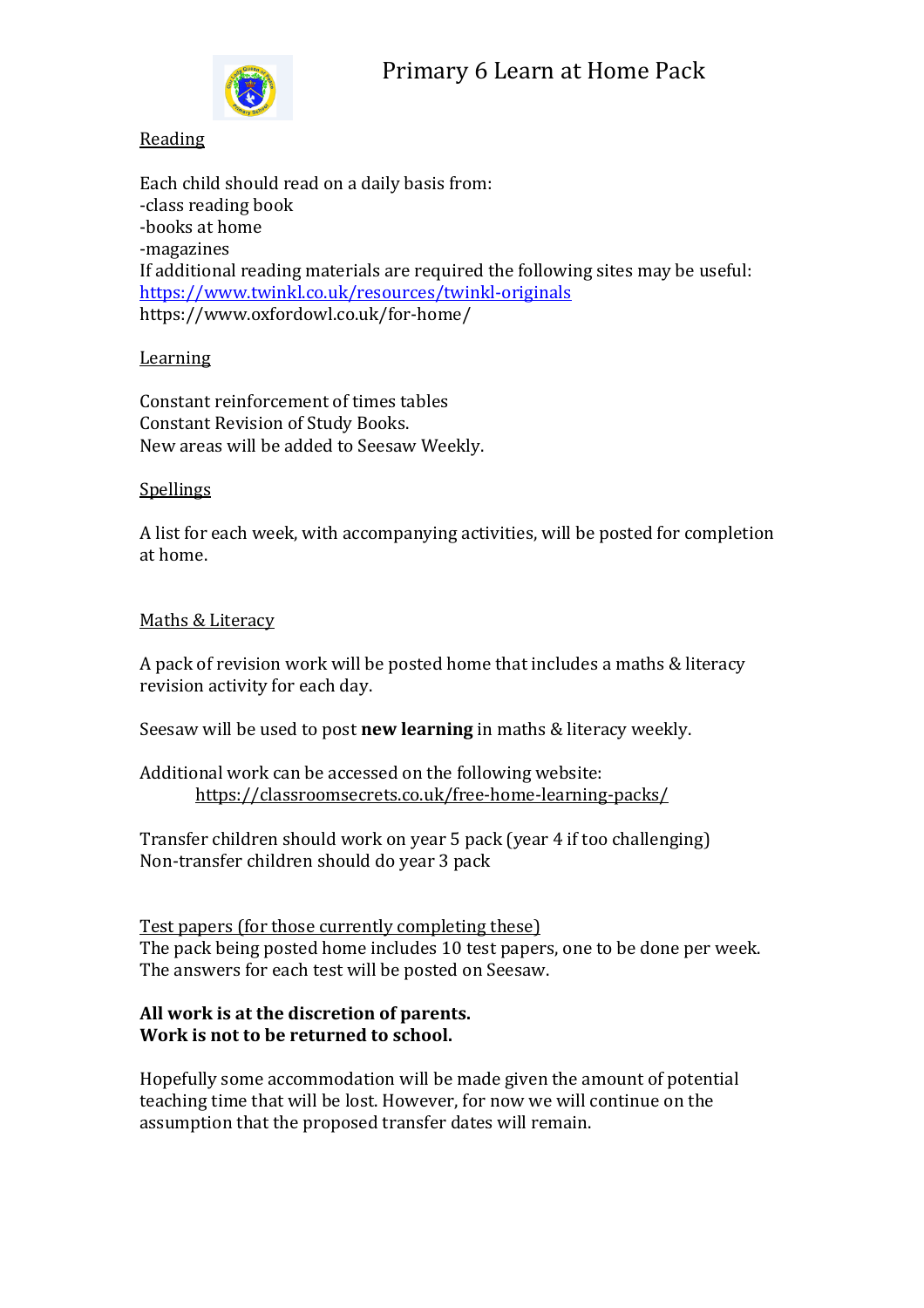# Primary 6 Learn at Home Pack

## Reading

Each child should read on a daily basis from:
-class reading book
-books at home
-magazines
If additional reading materials are required the following sites may be useful:
https://www.twinkl.co.uk/resources/twinkl-originals
https://www.oxfordowl.co.uk/for-home/

## Learning

Constant reinforcement of times tables
Constant Revision of Study Books.
New areas will be added to Seesaw Weekly.

## Spellings

A list for each week, with accompanying activities, will be posted for completion at home.

## Maths & Literacy

A pack of revision work will be posted home that includes a maths & literacy revision activity for each day.

Seesaw will be used to post **new learning** in maths & literacy weekly.

Additional work can be accessed on the following website:
https://classroomsecrets.co.uk/free-home-learning-packs/

Transfer children should work on year 5 pack (year 4 if too challenging)
Non-transfer children should do year 3 pack

## Test papers (for those currently completing these)

The pack being posted home includes 10 test papers, one to be done per week.
The answers for each test will be posted on Seesaw.

**All work is at the discretion of parents.**
**Work is not to be returned to school.**

Hopefully some accommodation will be made given the amount of potential teaching time that will be lost. However, for now we will continue on the assumption that the proposed transfer dates will remain.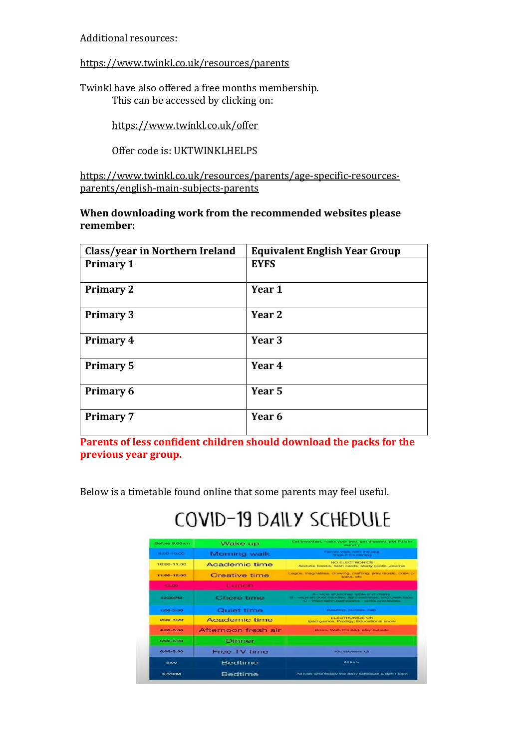Additional resources:

https://www.twinkl.co.uk/resources/parents

Twinkl have also offered a free months membership.
This can be accessed by clicking on:

https://www.twinkl.co.uk/offer

Offer code is: UKTWINKLHELPS

https://www.twinkl.co.uk/resources/parents/age-specific-resources-parents/english-main-subjects-parents

**When downloading work from the recommended websites please remember:**

| **Class/year in Northern Ireland** | **Equivalent English Year Group** |
|---|---|
| **Primary 1** | **EYFS** |
| **Primary 2** | **Year 1** |
| **Primary 3** | **Year 2** |
| **Primary 4** | **Year 3** |
| **Primary 5** | **Year 4** |
| **Primary 6** | **Year 5** |
| **Primary 7** | **Year 6** |

**Parents of less confident children should download the packs for the previous year group.**

Below is a timetable found online that some parents may feel useful.

COVID-19 DAILY SCHEDULE

| | | |
|---|---|---|
| Before 9:00am | Wake up | Eat breakfast, make your bed, get dressed, put PJ's in laundry |
| 9:00-10:00 | Morning walk | Family walk with the dog. Yoga if it's raining |
| 10:00-11:00 | Academic time | NO ELECTRONICS Soduku books, flash cards, study guide, Journal |
| 11:00-12:00 | Creative time | Legos, magnatiles, drawing, crafting, play music, cook or bake, etc |
| 12:00 | Lunch | |
| 12:30PM | Chore time | A- wipe all kitchen table and chairs. B - wipe all door handles, light switches, and desk tops. C - Wipe both bathrooms - sinks and toilets |
| 1:00-2:30 | Quiet time | Reading, puzzles, nap |
| 2:30-4:00 | Academic time | ELECTRONICS OK Ipad games, Prodigy, Educational show |
| 4:00-5:00 | Afternoon fresh air | Bikes, Walk the dog, play outside |
| 5:00-6:00 | Dinner | |
| 6:00-8:00 | Free TV time | Kid showers x3 |
| 8:00 | Bedtime | All kids |
| 9:00PM | Bedtime | All kids who follow the daily schedule & don't fight |